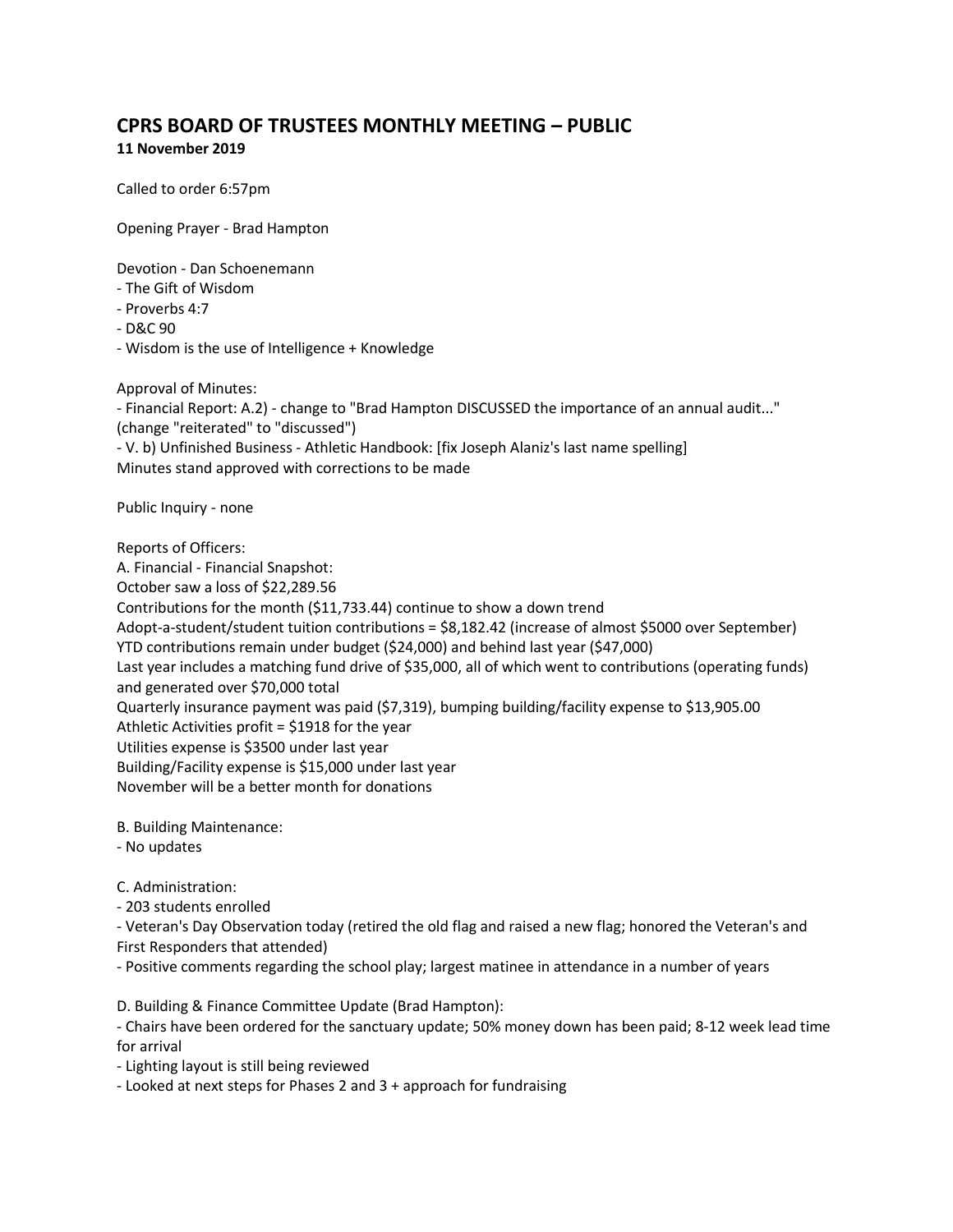# CPRS BOARD OF TRUSTEES MONTHLY MEETING – PUBLIC

**11 November 2019**

Called to order 6:57pm

Opening Prayer - Brad Hampton

Devotion - Dan Schoenemann
- The Gift of Wisdom
- Proverbs 4:7
- D&C 90
- Wisdom is the use of Intelligence + Knowledge

Approval of Minutes:
- Financial Report: A.2) - change to "Brad Hampton DISCUSSED the importance of an annual audit..." (change "reiterated" to "discussed")
- V. b) Unfinished Business - Athletic Handbook: [fix Joseph Alaniz's last name spelling]

Minutes stand approved with corrections to be made

Public Inquiry - none

Reports of Officers:

A. Financial - Financial Snapshot:

October saw a loss of $22,289.56

Contributions for the month ($11,733.44) continue to show a down trend

Adopt-a-student/student tuition contributions = $8,182.42 (increase of almost $5000 over September)

YTD contributions remain under budget ($24,000) and behind last year ($47,000)

Last year includes a matching fund drive of $35,000, all of which went to contributions (operating funds) and generated over $70,000 total

Quarterly insurance payment was paid ($7,319), bumping building/facility expense to $13,905.00

Athletic Activities profit = $1918 for the year

Utilities expense is $3500 under last year

Building/Facility expense is $15,000 under last year

November will be a better month for donations

B. Building Maintenance:
- No updates

C. Administration:
- 203 students enrolled
- Veteran's Day Observation today (retired the old flag and raised a new flag; honored the Veteran's and First Responders that attended)
- Positive comments regarding the school play; largest matinee in attendance in a number of years

D. Building & Finance Committee Update (Brad Hampton):
- Chairs have been ordered for the sanctuary update; 50% money down has been paid; 8-12 week lead time for arrival
- Lighting layout is still being reviewed
- Looked at next steps for Phases 2 and 3 + approach for fundraising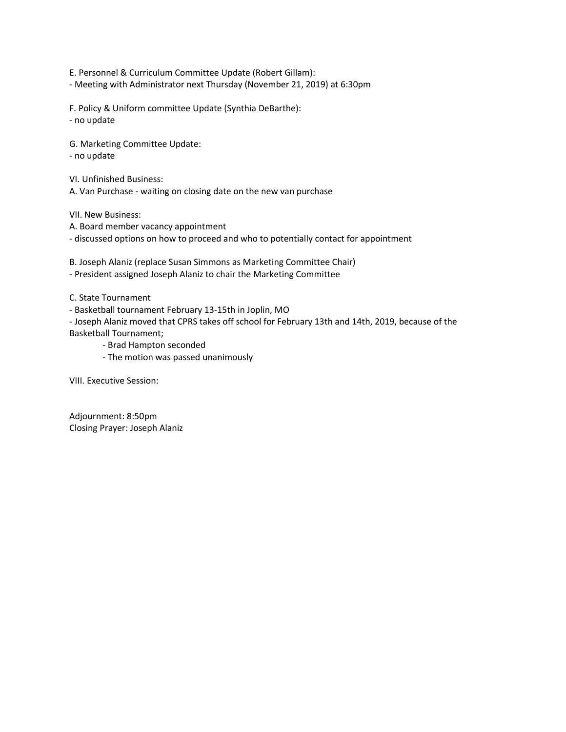E. Personnel & Curriculum Committee Update (Robert Gillam):
- Meeting with Administrator next Thursday (November 21, 2019) at 6:30pm

F. Policy & Uniform committee Update (Synthia DeBarthe):
- no update

G. Marketing Committee Update:
- no update

VI. Unfinished Business:
A. Van Purchase - waiting on closing date on the new van purchase

VII. New Business:
A. Board member vacancy appointment
- discussed options on how to proceed and who to potentially contact for appointment

B. Joseph Alaniz (replace Susan Simmons as Marketing Committee Chair)
- President assigned Joseph Alaniz to chair the Marketing Committee

C. State Tournament
- Basketball tournament February 13-15th in Joplin, MO
- Joseph Alaniz moved that CPRS takes off school for February 13th and 14th, 2019, because of the Basketball Tournament;
    - Brad Hampton seconded
    - The motion was passed unanimously

VIII. Executive Session:

Adjournment: 8:50pm
Closing Prayer: Joseph Alaniz